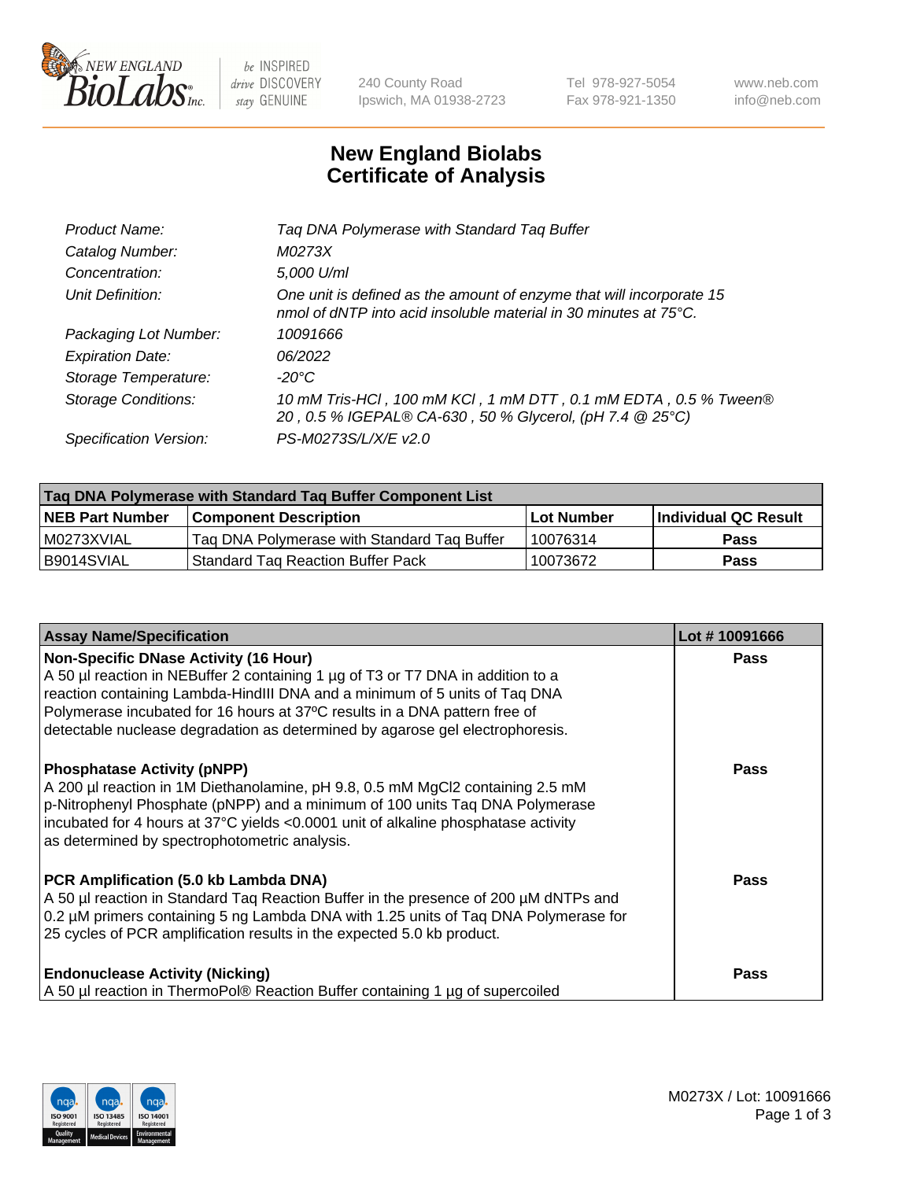# New England Biolabs Certificate of Analysis

| | |
|---|---|
| *Product Name:* | *Taq DNA Polymerase with Standard Taq Buffer* |
| *Catalog Number:* | *M0273X* |
| *Concentration:* | *5,000 U/ml* |
| *Unit Definition:* | *One unit is defined as the amount of enzyme that will incorporate 15 nmol of dNTP into acid insoluble material in 30 minutes at 75°C.* |
| *Packaging Lot Number:* | *10091666* |
| *Expiration Date:* | *06/2022* |
| *Storage Temperature:* | *-20°C* |
| *Storage Conditions:* | *10 mM Tris-HCl , 100 mM KCl , 1 mM DTT , 0.1 mM EDTA , 0.5 % Tween® 20 , 0.5 % IGEPAL® CA-630 , 50 % Glycerol, (pH 7.4 @ 25°C)* |
| *Specification Version:* | *PS-M0273S/L/X/E v2.0* |

| Taq DNA Polymerase with Standard Taq Buffer Component List | | | |
|---|---|---|---|
| **NEB Part Number** | **Component Description** | **Lot Number** | **Individual QC Result** |
| M0273XVIAL | Taq DNA Polymerase with Standard Taq Buffer | 10076314 | **Pass** |
| B9014SVIAL | Standard Taq Reaction Buffer Pack | 10073672 | **Pass** |

| Assay Name/Specification | Lot # 10091666 |
|---|---|
| **Non-Specific DNase Activity (16 Hour)**<br>A 50 µl reaction in NEBuffer 2 containing 1 µg of T3 or T7 DNA in addition to a reaction containing Lambda-HindIII DNA and a minimum of 5 units of Taq DNA Polymerase incubated for 16 hours at 37ºC results in a DNA pattern free of detectable nuclease degradation as determined by agarose gel electrophoresis. | **Pass** |
| **Phosphatase Activity (pNPP)**<br>A 200 µl reaction in 1M Diethanolamine, pH 9.8, 0.5 mM $MgCl_2$ containing 2.5 mM p-Nitrophenyl Phosphate (pNPP) and a minimum of 100 units Taq DNA Polymerase incubated for 4 hours at 37°C yields <0.0001 unit of alkaline phosphatase activity as determined by spectrophotometric analysis. | **Pass** |
| **PCR Amplification (5.0 kb Lambda DNA)**<br>A 50 µl reaction in Standard Taq Reaction Buffer in the presence of 200 µM dNTPs and 0.2 µM primers containing 5 ng Lambda DNA with 1.25 units of Taq DNA Polymerase for 25 cycles of PCR amplification results in the expected 5.0 kb product. | **Pass** |
| **Endonuclease Activity (Nicking)**<br>A 50 µl reaction in ThermoPol® Reaction Buffer containing 1 µg of supercoiled | **Pass** |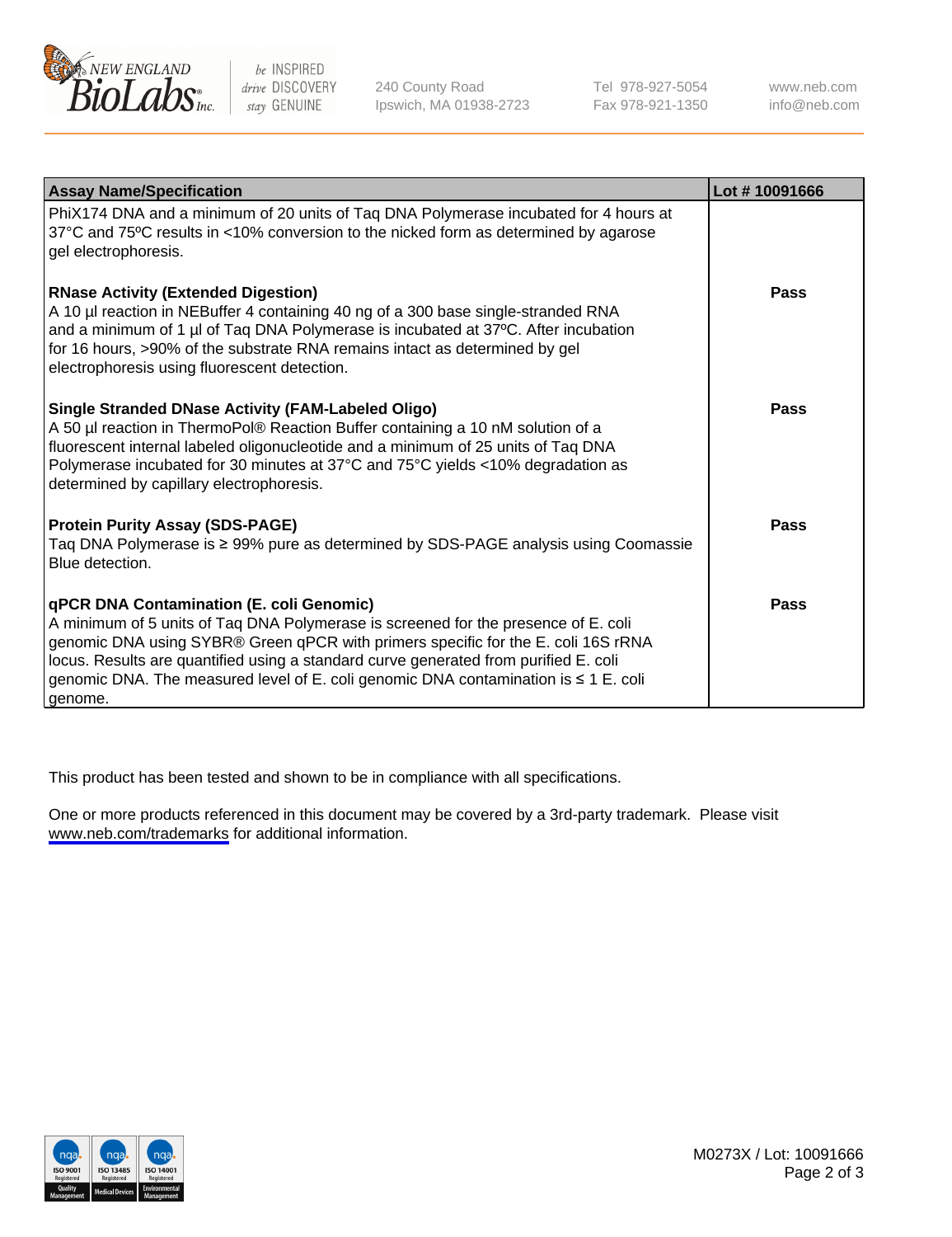| Assay Name/Specification | Lot # 10091666 |
|---|---|
| PhiX174 DNA and a minimum of 20 units of Taq DNA Polymerase incubated for 4 hours at 37°C and 75ºC results in <10% conversion to the nicked form as determined by agarose gel electrophoresis. | |
| **RNase Activity (Extended Digestion)**<br>A 10 µl reaction in NEBuffer 4 containing 40 ng of a 300 base single-stranded RNA and a minimum of 1 µl of Taq DNA Polymerase is incubated at 37ºC. After incubation for 16 hours, >90% of the substrate RNA remains intact as determined by gel electrophoresis using fluorescent detection. | **Pass** |
| **Single Stranded DNase Activity (FAM-Labeled Oligo)**<br>A 50 µl reaction in ThermoPol® Reaction Buffer containing a 10 nM solution of a fluorescent internal labeled oligonucleotide and a minimum of 25 units of Taq DNA Polymerase incubated for 30 minutes at 37°C and 75°C yields <10% degradation as determined by capillary electrophoresis. | **Pass** |
| **Protein Purity Assay (SDS-PAGE)**<br>Taq DNA Polymerase is ≥ 99% pure as determined by SDS-PAGE analysis using Coomassie Blue detection. | **Pass** |
| **qPCR DNA Contamination (E. coli Genomic)**<br>A minimum of 5 units of Taq DNA Polymerase is screened for the presence of E. coli genomic DNA using SYBR® Green qPCR with primers specific for the E. coli 16S rRNA locus. Results are quantified using a standard curve generated from purified E. coli genomic DNA. The measured level of E. coli genomic DNA contamination is ≤ 1 E. coli genome. | **Pass** |

This product has been tested and shown to be in compliance with all specifications.

One or more products referenced in this document may be covered by a 3rd-party trademark. Please visit www.neb.com/trademarks for additional information.

M0273X / Lot: 10091666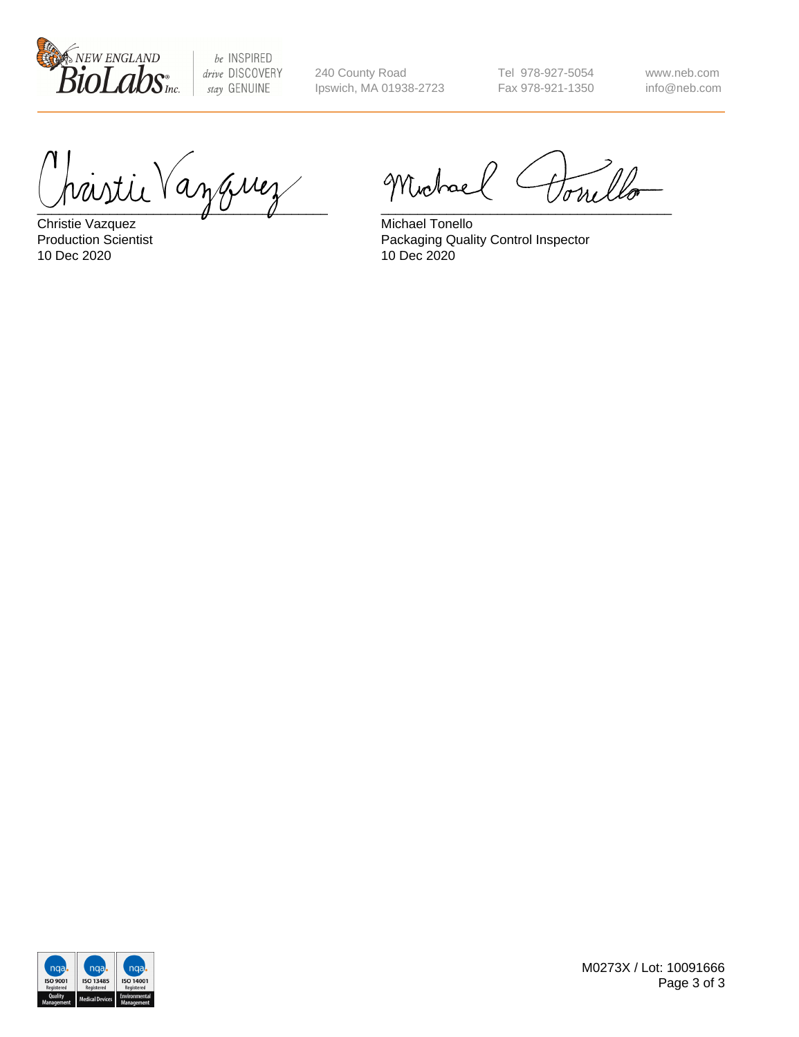Christie Vazquez
Production Scientist
10 Dec 2020

Michael Tonello
Packaging Quality Control Inspector
10 Dec 2020